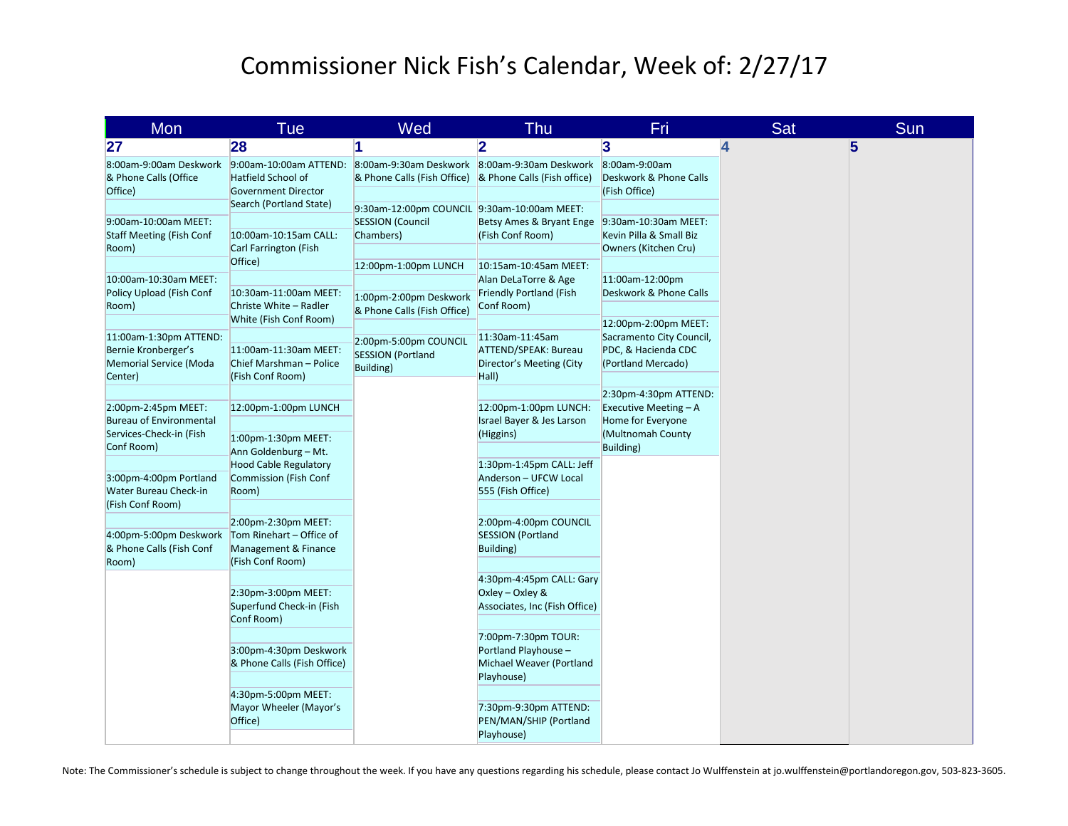# Commissioner Nick Fish's Calendar, Week of: 2/27/17

| Mon | Tue | Wed | Thu | Fri | Sat | Sun |
|---|---|---|---|---|---|---|
| 27 | 28 | 1 | 2 | 3 | 4 | 5 |
| 8:00am-9:00am Deskwork & Phone Calls (Office Office) | 9:00am-10:00am ATTEND: Hatfield School of Government Director Search (Portland State) | 8:00am-9:30am Deskwork & Phone Calls (Fish Office) | 8:00am-9:30am Deskwork & Phone Calls (Fish office) | 8:00am-9:00am Deskwork & Phone Calls (Fish Office) | | |
| 9:00am-10:00am MEET: Staff Meeting (Fish Conf Room) | 10:00am-10:15am CALL: Carl Farrington (Fish Office) | 9:30am-12:00pm COUNCIL SESSION (Council Chambers) | 9:30am-10:00am MEET: Betsy Ames & Bryant Enge (Fish Conf Room) | 9:30am-10:30am MEET: Kevin Pilla & Small Biz Owners (Kitchen Cru) | | |
| 10:00am-10:30am MEET: Policy Upload (Fish Conf Room) | 10:30am-11:00am MEET: Christe White – Radler White (Fish Conf Room) | 12:00pm-1:00pm LUNCH | 10:15am-10:45am MEET: Alan DeLaTorre & Age Friendly Portland (Fish Conf Room) | 11:00am-12:00pm Deskwork & Phone Calls | | |
| 11:00am-1:30pm ATTEND: Bernie Kronberger's Memorial Service (Moda Center) | 11:00am-11:30am MEET: Chief Marshman – Police (Fish Conf Room) | 1:00pm-2:00pm Deskwork & Phone Calls (Fish Office) | 11:30am-11:45am ATTEND/SPEAK: Bureau Director's Meeting (City Hall) | 12:00pm-2:00pm MEET: Sacramento City Council, PDC, & Hacienda CDC (Portland Mercado) | | |
| 2:00pm-2:45pm MEET: Bureau of Environmental Services-Check-in (Fish Conf Room) | 12:00pm-1:00pm LUNCH | 2:00pm-5:00pm COUNCIL SESSION (Portland Building) | 12:00pm-1:00pm LUNCH: Israel Bayer & Jes Larson (Higgins) | 2:30pm-4:30pm ATTEND: Executive Meeting – A Home for Everyone (Multnomah County Building) | | |
| 3:00pm-4:00pm Portland Water Bureau Check-in (Fish Conf Room) | 1:00pm-1:30pm MEET: Ann Goldenburg – Mt. Hood Cable Regulatory Commission (Fish Conf Room) | | 1:30pm-1:45pm CALL: Jeff Anderson – UFCW Local 555 (Fish Office) | | | |
| 4:00pm-5:00pm Deskwork & Phone Calls (Fish Conf Room) | 2:00pm-2:30pm MEET: Tom Rinehart – Office of Management & Finance (Fish Conf Room) | | 2:00pm-4:00pm COUNCIL SESSION (Portland Building) | | | |
| | 2:30pm-3:00pm MEET: Superfund Check-in (Fish Conf Room) | | 4:30pm-4:45pm CALL: Gary Oxley – Oxley & Associates, Inc (Fish Office) | | | |
| | 3:00pm-4:30pm Deskwork & Phone Calls (Fish Office) | | 7:00pm-7:30pm TOUR: Portland Playhouse – Michael Weaver (Portland Playhouse) | | | |
| | 4:30pm-5:00pm MEET: Mayor Wheeler (Mayor's Office) | | 7:30pm-9:30pm ATTEND: PEN/MAN/SHIP (Portland Playhouse) | | | |

Note: The Commissioner's schedule is subject to change throughout the week. If you have any questions regarding his schedule, please contact Jo Wulffenstein at jo.wulffenstein@portlandoregon.gov, 503-823-3605.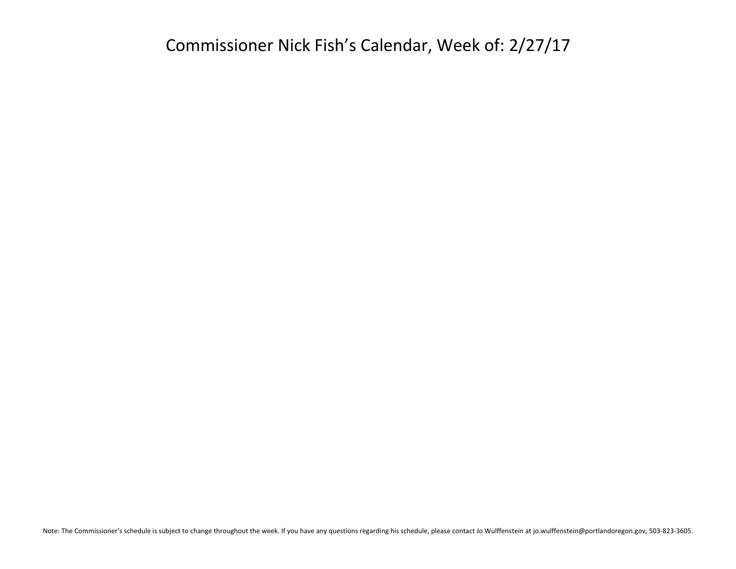# Commissioner Nick Fish's Calendar, Week of: 2/27/17

Note: The Commissioner's schedule is subject to change throughout the week. If you have any questions regarding his schedule, please contact Jo Wulffenstein at jo.wulffenstein@portlandoregon.gov, 503-823-3605.